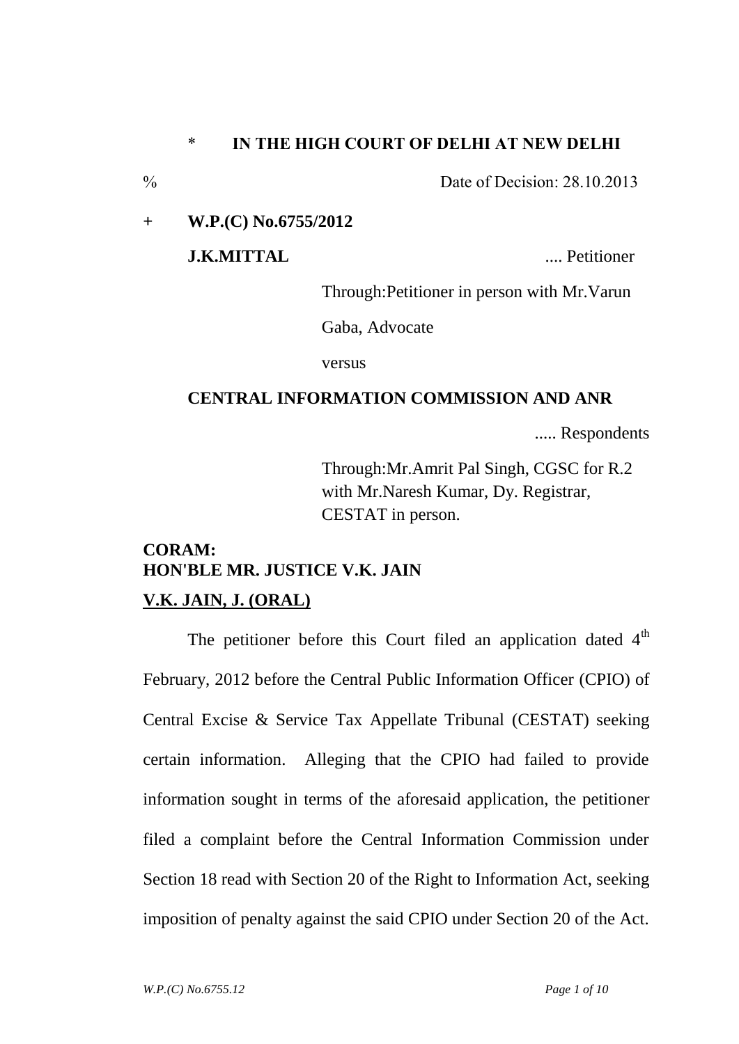\* **IN THE HIGH COURT OF DELHI AT NEW DELHI**

% Date of Decision: 28.10.2013

\+ **W.P.(C) No.6755/2012**

**J.K.MITTAL** .... Petitioner

Through:Petitioner in person with Mr.Varun Gaba, Advocate

versus

**CENTRAL INFORMATION COMMISSION AND ANR**

..... Respondents

Through:Mr.Amrit Pal Singh, CGSC for R.2 with Mr.Naresh Kumar, Dy. Registrar, CESTAT in person.

**CORAM:**
**HON'BLE MR. JUSTICE V.K. JAIN**

**V.K. JAIN, J. (ORAL)**

The petitioner before this Court filed an application dated 4th February, 2012 before the Central Public Information Officer (CPIO) of Central Excise & Service Tax Appellate Tribunal (CESTAT) seeking certain information. Alleging that the CPIO had failed to provide information sought in terms of the aforesaid application, the petitioner filed a complaint before the Central Information Commission under Section 18 read with Section 20 of the Right to Information Act, seeking imposition of penalty against the said CPIO under Section 20 of the Act.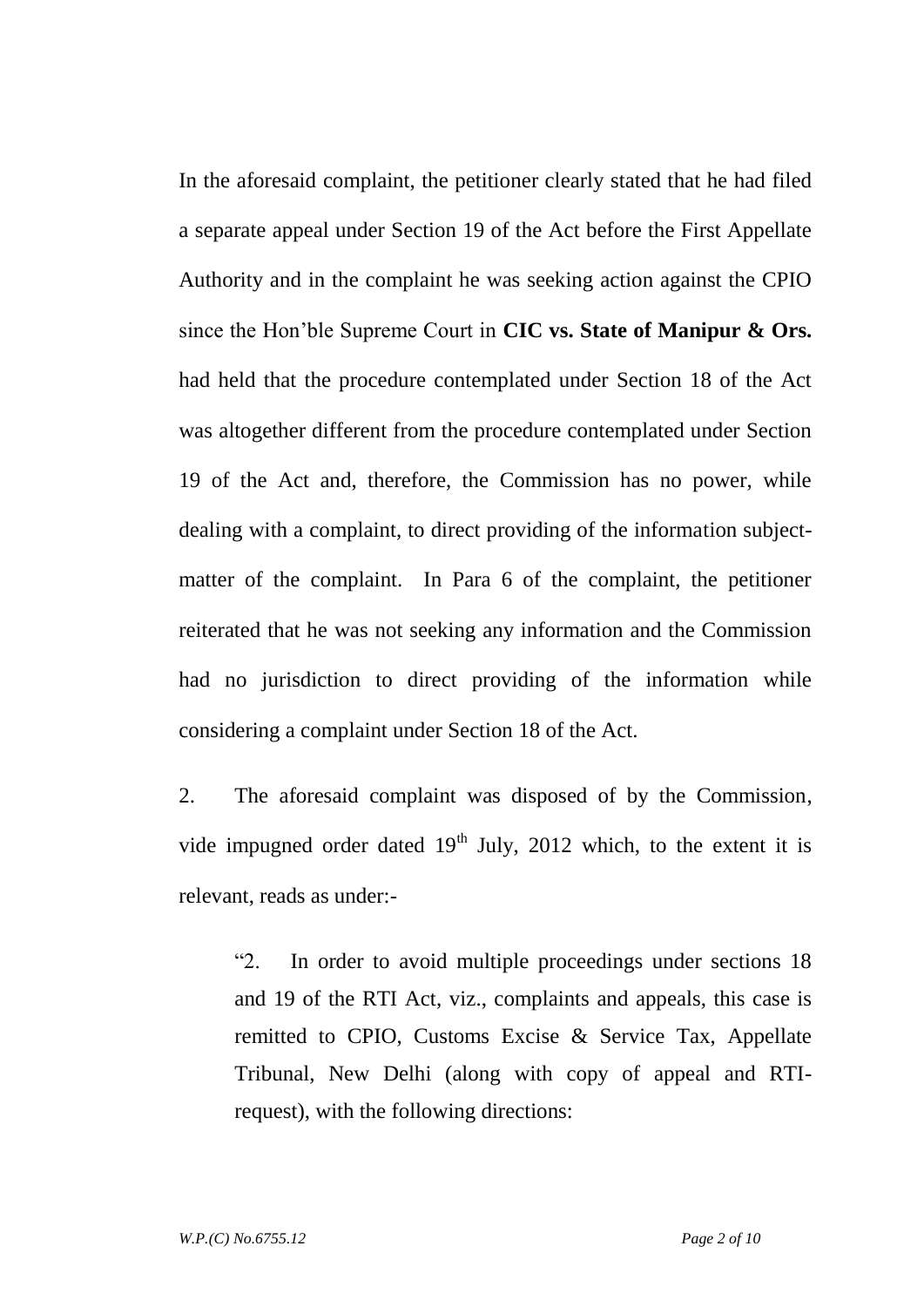In the aforesaid complaint, the petitioner clearly stated that he had filed a separate appeal under Section 19 of the Act before the First Appellate Authority and in the complaint he was seeking action against the CPIO since the Hon'ble Supreme Court in **CIC vs. State of Manipur & Ors.** had held that the procedure contemplated under Section 18 of the Act was altogether different from the procedure contemplated under Section 19 of the Act and, therefore, the Commission has no power, while dealing with a complaint, to direct providing of the information subject-matter of the complaint. In Para 6 of the complaint, the petitioner reiterated that he was not seeking any information and the Commission had no jurisdiction to direct providing of the information while considering a complaint under Section 18 of the Act.

2. The aforesaid complaint was disposed of by the Commission, vide impugned order dated 19th July, 2012 which, to the extent it is relevant, reads as under:-

> "2. In order to avoid multiple proceedings under sections 18 and 19 of the RTI Act, viz., complaints and appeals, this case is remitted to CPIO, Customs Excise & Service Tax, Appellate Tribunal, New Delhi (along with copy of appeal and RTI-request), with the following directions: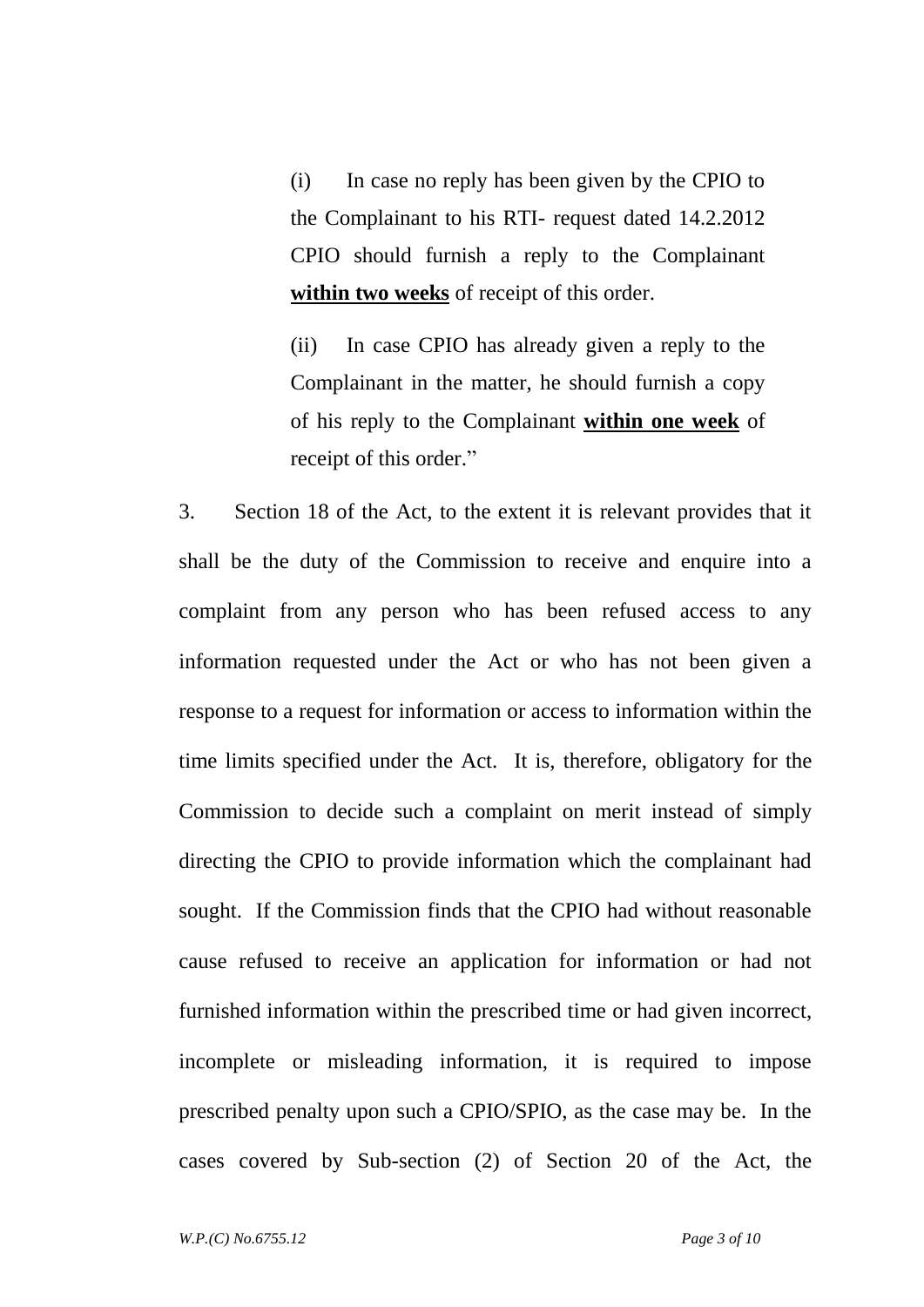> (i) In case no reply has been given by the CPIO to the Complainant to his RTI- request dated 14.2.2012 CPIO should furnish a reply to the Complainant **within two weeks** of receipt of this order.
>
> (ii) In case CPIO has already given a reply to the Complainant in the matter, he should furnish a copy of his reply to the Complainant **within one week** of receipt of this order."

3. Section 18 of the Act, to the extent it is relevant provides that it shall be the duty of the Commission to receive and enquire into a complaint from any person who has been refused access to any information requested under the Act or who has not been given a response to a request for information or access to information within the time limits specified under the Act. It is, therefore, obligatory for the Commission to decide such a complaint on merit instead of simply directing the CPIO to provide information which the complainant had sought. If the Commission finds that the CPIO had without reasonable cause refused to receive an application for information or had not furnished information within the prescribed time or had given incorrect, incomplete or misleading information, it is required to impose prescribed penalty upon such a CPIO/SPIO, as the case may be. In the cases covered by Sub-section (2) of Section 20 of the Act, the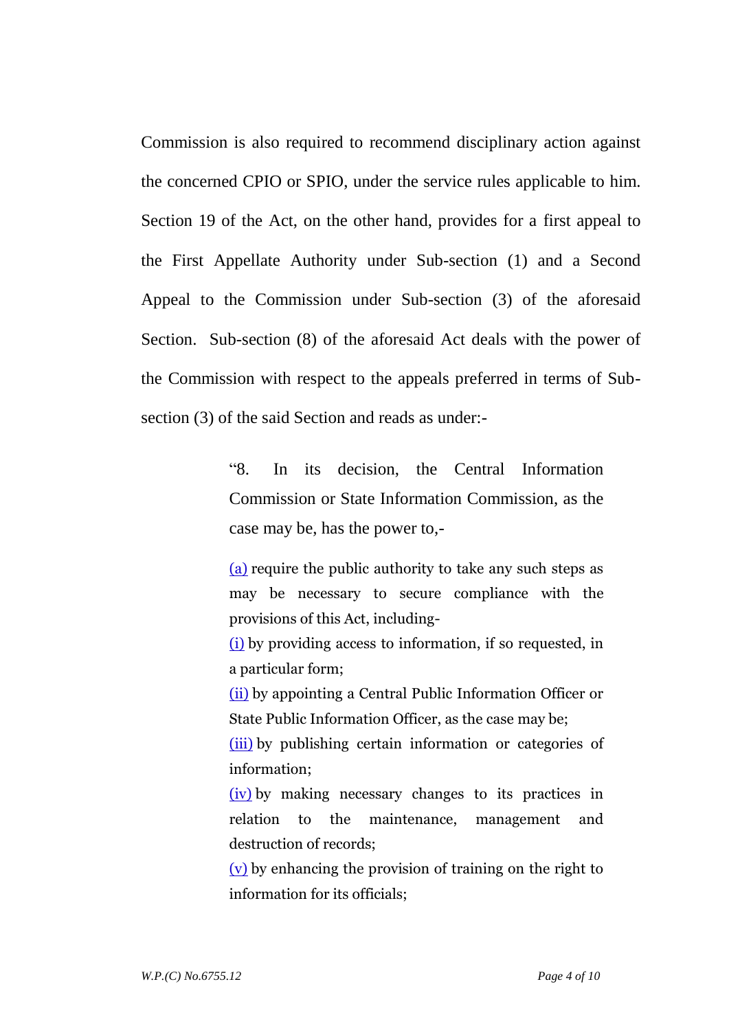Commission is also required to recommend disciplinary action against the concerned CPIO or SPIO, under the service rules applicable to him. Section 19 of the Act, on the other hand, provides for a first appeal to the First Appellate Authority under Sub-section (1) and a Second Appeal to the Commission under Sub-section (3) of the aforesaid Section. Sub-section (8) of the aforesaid Act deals with the power of the Commission with respect to the appeals preferred in terms of Sub-section (3) of the said Section and reads as under:-

> "8. In its decision, the Central Information Commission or State Information Commission, as the case may be, has the power to,-
>
> (a) require the public authority to take any such steps as may be necessary to secure compliance with the provisions of this Act, including-
>
> (i) by providing access to information, if so requested, in a particular form;
>
> (ii) by appointing a Central Public Information Officer or State Public Information Officer, as the case may be;
>
> (iii) by publishing certain information or categories of information;
>
> (iv) by making necessary changes to its practices in relation to the maintenance, management and destruction of records;
>
> (v) by enhancing the provision of training on the right to information for its officials;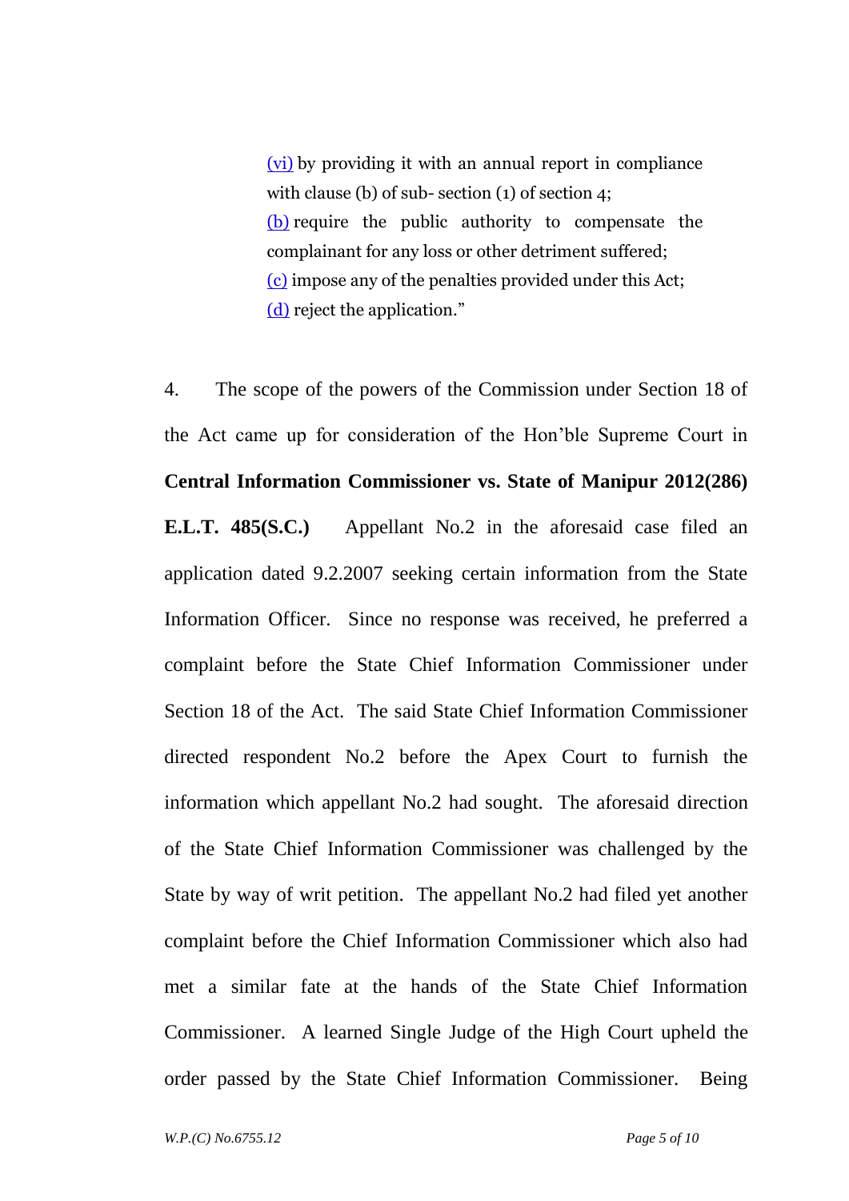(vi) by providing it with an annual report in compliance with clause (b) of sub- section (1) of section 4;

(b) require the public authority to compensate the complainant for any loss or other detriment suffered;

(c) impose any of the penalties provided under this Act;

(d) reject the application."

4. The scope of the powers of the Commission under Section 18 of the Act came up for consideration of the Hon'ble Supreme Court in **Central Information Commissioner vs. State of Manipur 2012(286) E.L.T. 485(S.C.)** Appellant No.2 in the aforesaid case filed an application dated 9.2.2007 seeking certain information from the State Information Officer. Since no response was received, he preferred a complaint before the State Chief Information Commissioner under Section 18 of the Act. The said State Chief Information Commissioner directed respondent No.2 before the Apex Court to furnish the information which appellant No.2 had sought. The aforesaid direction of the State Chief Information Commissioner was challenged by the State by way of writ petition. The appellant No.2 had filed yet another complaint before the Chief Information Commissioner which also had met a similar fate at the hands of the State Chief Information Commissioner. A learned Single Judge of the High Court upheld the order passed by the State Chief Information Commissioner. Being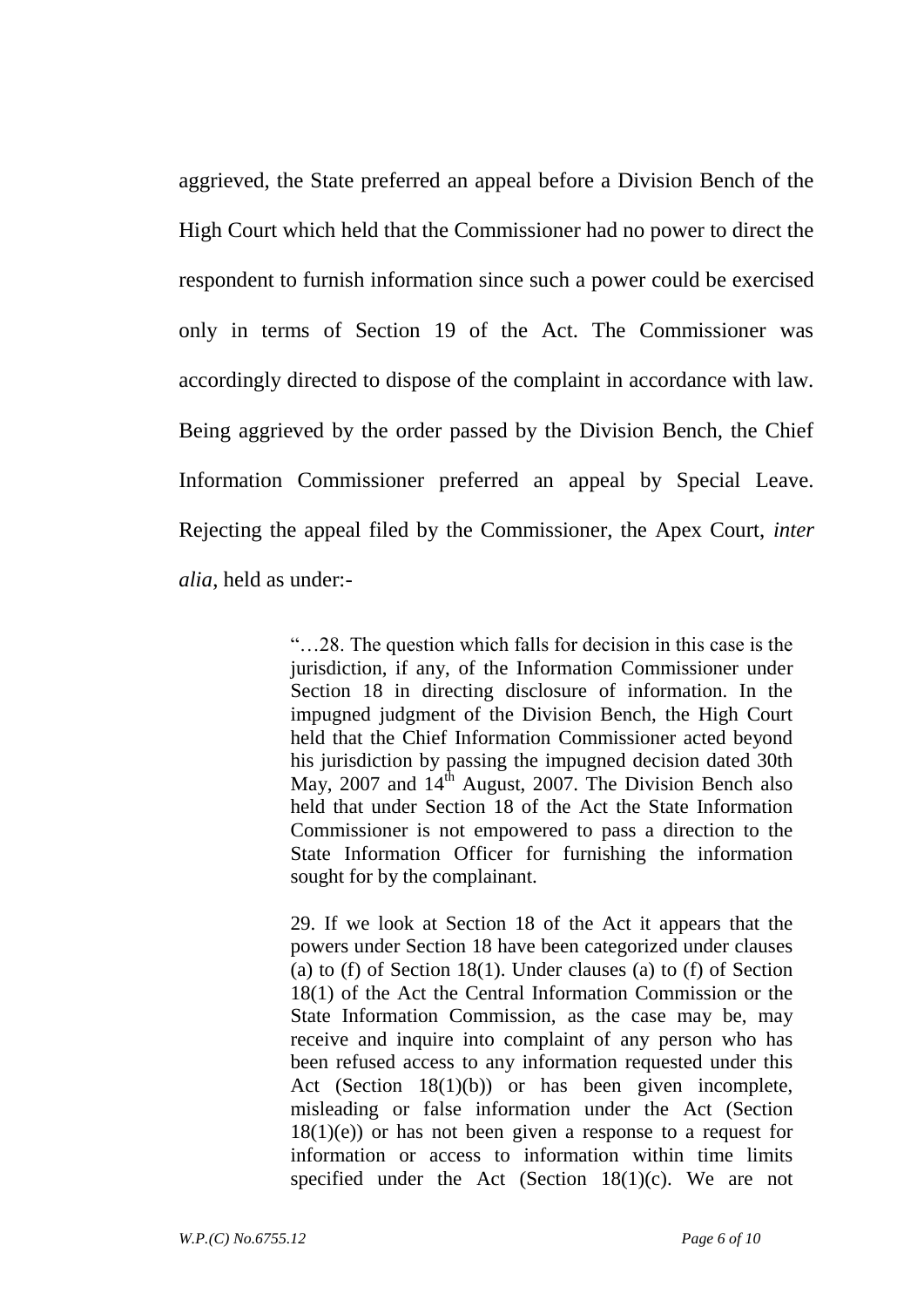aggrieved, the State preferred an appeal before a Division Bench of the High Court which held that the Commissioner had no power to direct the respondent to furnish information since such a power could be exercised only in terms of Section 19 of the Act. The Commissioner was accordingly directed to dispose of the complaint in accordance with law. Being aggrieved by the order passed by the Division Bench, the Chief Information Commissioner preferred an appeal by Special Leave. Rejecting the appeal filed by the Commissioner, the Apex Court, *inter alia*, held as under:-

> "…28. The question which falls for decision in this case is the jurisdiction, if any, of the Information Commissioner under Section 18 in directing disclosure of information. In the impugned judgment of the Division Bench, the High Court held that the Chief Information Commissioner acted beyond his jurisdiction by passing the impugned decision dated 30th May, 2007 and 14th August, 2007. The Division Bench also held that under Section 18 of the Act the State Information Commissioner is not empowered to pass a direction to the State Information Officer for furnishing the information sought for by the complainant.
>
> 29. If we look at Section 18 of the Act it appears that the powers under Section 18 have been categorized under clauses (a) to (f) of Section 18(1). Under clauses (a) to (f) of Section 18(1) of the Act the Central Information Commission or the State Information Commission, as the case may be, may receive and inquire into complaint of any person who has been refused access to any information requested under this Act (Section 18(1)(b)) or has been given incomplete, misleading or false information under the Act (Section 18(1)(e)) or has not been given a response to a request for information or access to information within time limits specified under the Act (Section 18(1)(c). We are not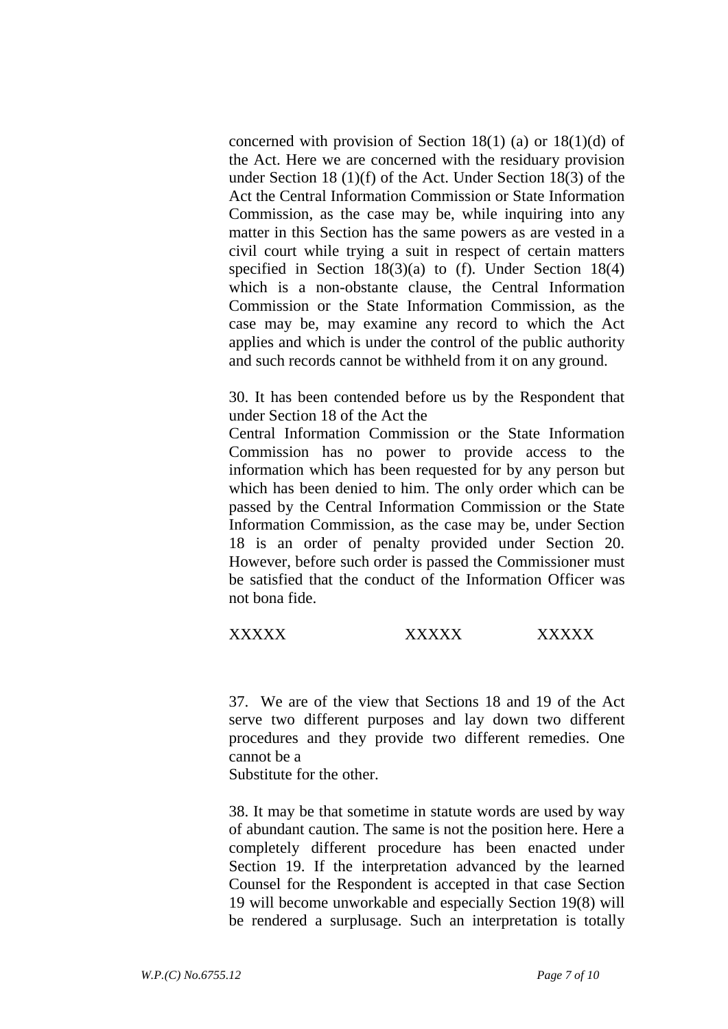concerned with provision of Section 18(1) (a) or 18(1)(d) of the Act. Here we are concerned with the residuary provision under Section 18 (1)(f) of the Act. Under Section 18(3) of the Act the Central Information Commission or State Information Commission, as the case may be, while inquiring into any matter in this Section has the same powers as are vested in a civil court while trying a suit in respect of certain matters specified in Section 18(3)(a) to (f). Under Section 18(4) which is a non-obstante clause, the Central Information Commission or the State Information Commission, as the case may be, may examine any record to which the Act applies and which is under the control of the public authority and such records cannot be withheld from it on any ground.

30. It has been contended before us by the Respondent that under Section 18 of the Act the Central Information Commission or the State Information Commission has no power to provide access to the information which has been requested for by any person but which has been denied to him. The only order which can be passed by the Central Information Commission or the State Information Commission, as the case may be, under Section 18 is an order of penalty provided under Section 20. However, before such order is passed the Commissioner must be satisfied that the conduct of the Information Officer was not bona fide.

XXXXX XXXXX XXXXX

37. We are of the view that Sections 18 and 19 of the Act serve two different purposes and lay down two different procedures and they provide two different remedies. One cannot be a Substitute for the other.

38. It may be that sometime in statute words are used by way of abundant caution. The same is not the position here. Here a completely different procedure has been enacted under Section 19. If the interpretation advanced by the learned Counsel for the Respondent is accepted in that case Section 19 will become unworkable and especially Section 19(8) will be rendered a surplusage. Such an interpretation is totally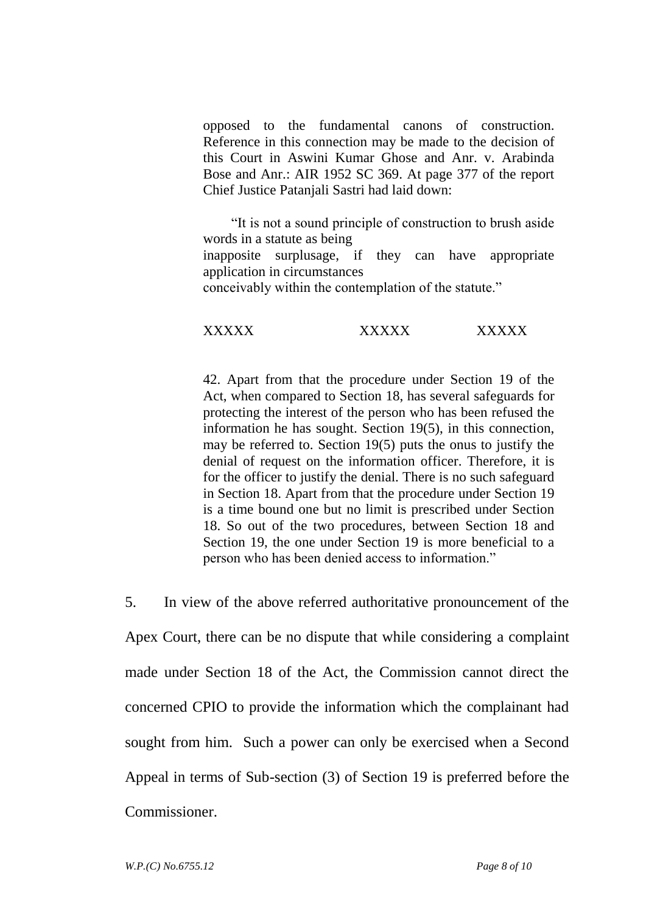> opposed to the fundamental canons of construction. Reference in this connection may be made to the decision of this Court in Aswini Kumar Ghose and Anr. v. Arabinda Bose and Anr.: AIR 1952 SC 369. At page 377 of the report Chief Justice Patanjali Sastri had laid down:
>
> "It is not a sound principle of construction to brush aside words in a statute as being inapposite surplusage, if they can have appropriate application in circumstances conceivably within the contemplation of the statute."
>
> XXXXX XXXXX XXXXX
>
> 42. Apart from that the procedure under Section 19 of the Act, when compared to Section 18, has several safeguards for protecting the interest of the person who has been refused the information he has sought. Section 19(5), in this connection, may be referred to. Section 19(5) puts the onus to justify the denial of request on the information officer. Therefore, it is for the officer to justify the denial. There is no such safeguard in Section 18. Apart from that the procedure under Section 19 is a time bound one but no limit is prescribed under Section 18. So out of the two procedures, between Section 18 and Section 19, the one under Section 19 is more beneficial to a person who has been denied access to information."

5. In view of the above referred authoritative pronouncement of the Apex Court, there can be no dispute that while considering a complaint made under Section 18 of the Act, the Commission cannot direct the concerned CPIO to provide the information which the complainant had sought from him. Such a power can only be exercised when a Second Appeal in terms of Sub-section (3) of Section 19 is preferred before the Commissioner.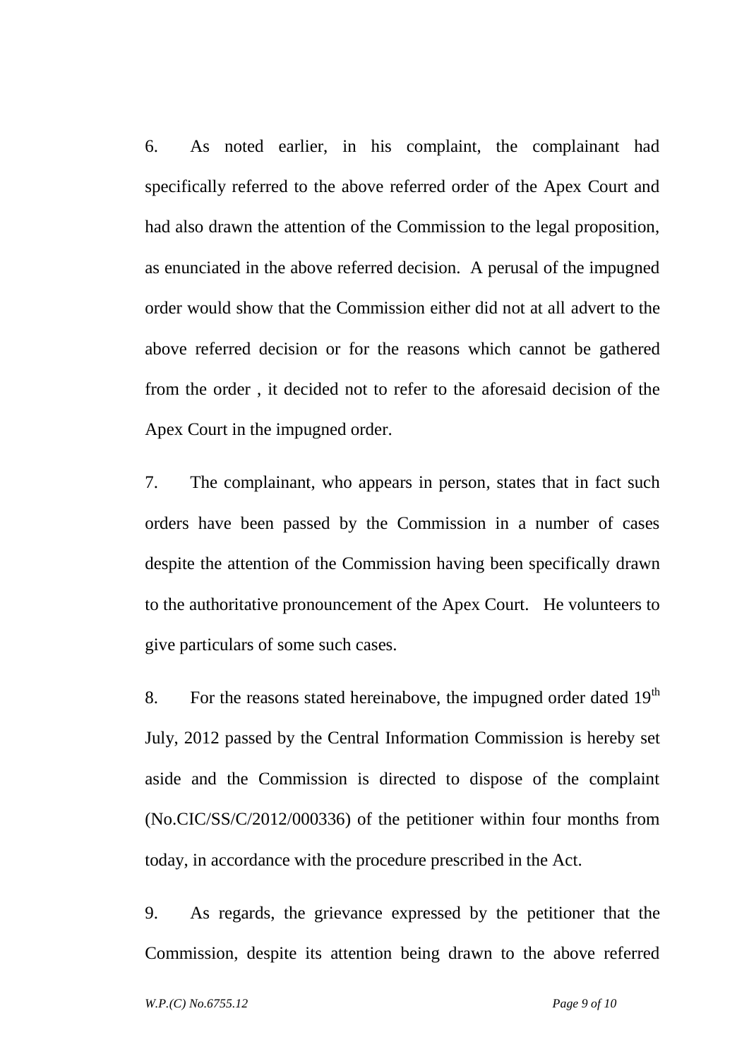6. As noted earlier, in his complaint, the complainant had specifically referred to the above referred order of the Apex Court and had also drawn the attention of the Commission to the legal proposition, as enunciated in the above referred decision. A perusal of the impugned order would show that the Commission either did not at all advert to the above referred decision or for the reasons which cannot be gathered from the order , it decided not to refer to the aforesaid decision of the Apex Court in the impugned order.

7. The complainant, who appears in person, states that in fact such orders have been passed by the Commission in a number of cases despite the attention of the Commission having been specifically drawn to the authoritative pronouncement of the Apex Court. He volunteers to give particulars of some such cases.

8. For the reasons stated hereinabove, the impugned order dated 19th July, 2012 passed by the Central Information Commission is hereby set aside and the Commission is directed to dispose of the complaint (No.CIC/SS/C/2012/000336) of the petitioner within four months from today, in accordance with the procedure prescribed in the Act.

9. As regards, the grievance expressed by the petitioner that the Commission, despite its attention being drawn to the above referred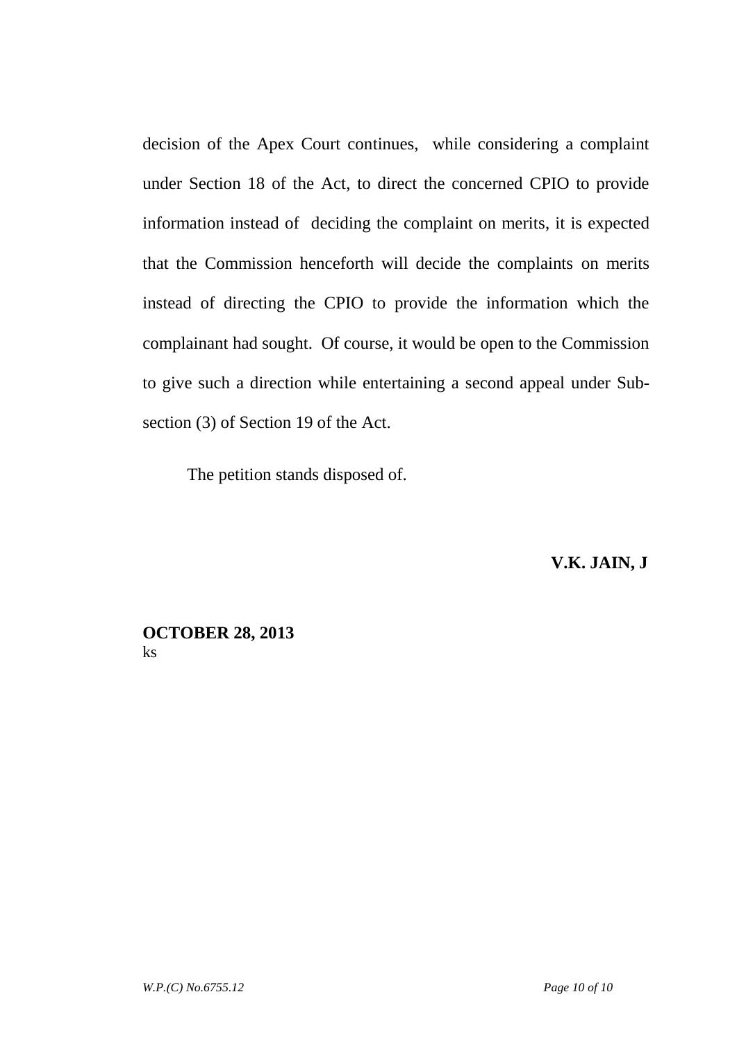decision of the Apex Court continues, while considering a complaint under Section 18 of the Act, to direct the concerned CPIO to provide information instead of deciding the complaint on merits, it is expected that the Commission henceforth will decide the complaints on merits instead of directing the CPIO to provide the information which the complainant had sought. Of course, it would be open to the Commission to give such a direction while entertaining a second appeal under Sub-section (3) of Section 19 of the Act.

The petition stands disposed of.

**V.K. JAIN, J**

**OCTOBER 28, 2013**
ks